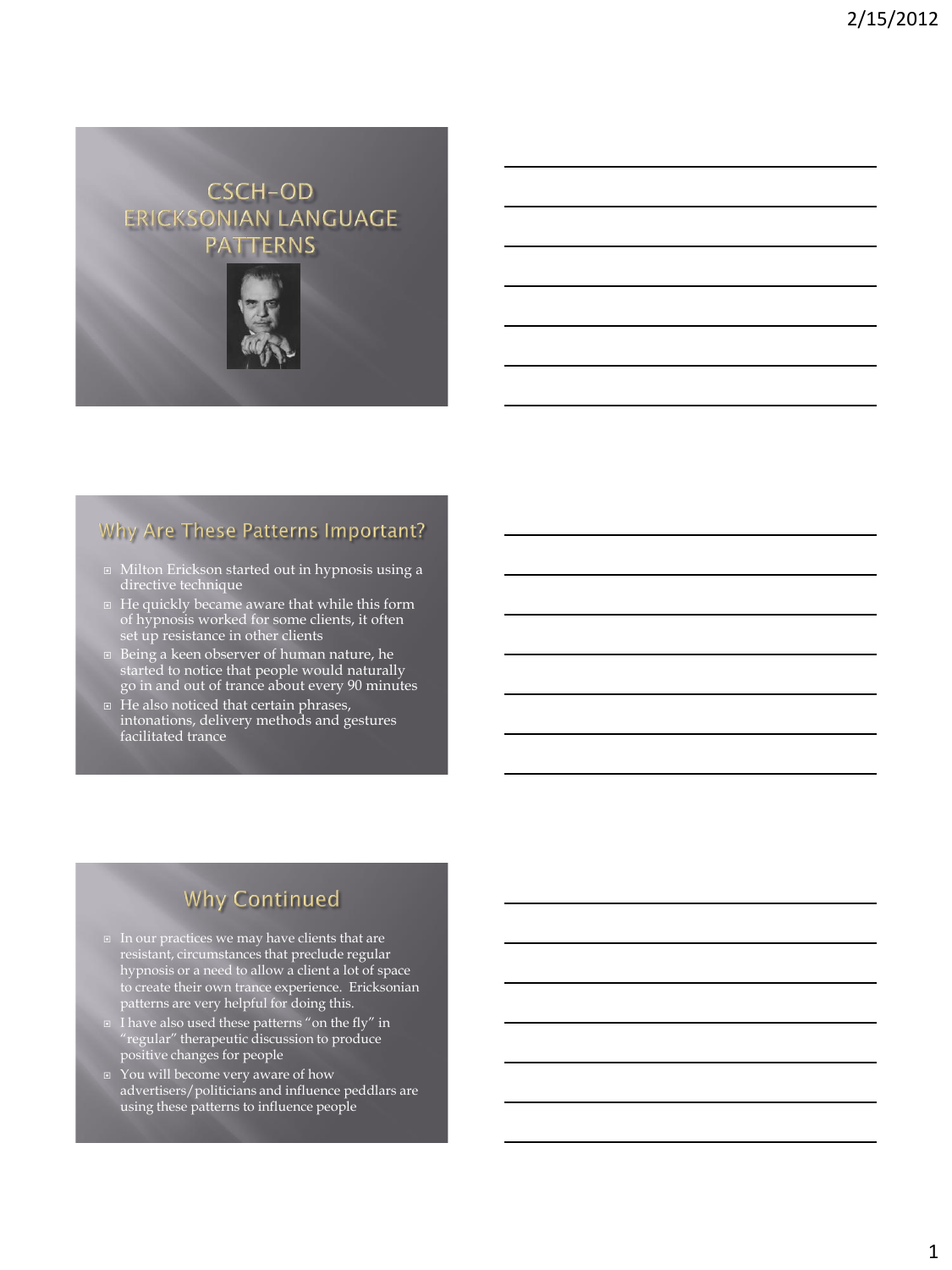# CSCH-OD ERICKSONIAN LANGUAGE PATTERNS

## Why Are These Patterns Important?

- Milton Erickson started out in hypnosis using a directive technique
- He quickly became aware that while this form of hypnosis worked for some clients, it often set up resistance in other clients
- Being a keen observer of human nature, he started to notice that people would naturally go in and out of trance about every 90 minutes
- He also noticed that certain phrases, intonations, delivery methods and gestures facilitated trance

## Why Continued

- In our practices we may have clients that are resistant, circumstances that preclude regular hypnosis or a need to allow a client a lot of space to create their own trance experience. Ericksonian patterns are very helpful for doing this.
- I have also used these patterns "on the fly" in "regular" therapeutic discussion to produce positive changes for people
- You will become very aware of how advertisers/politicians and influence peddlars are using these patterns to influence people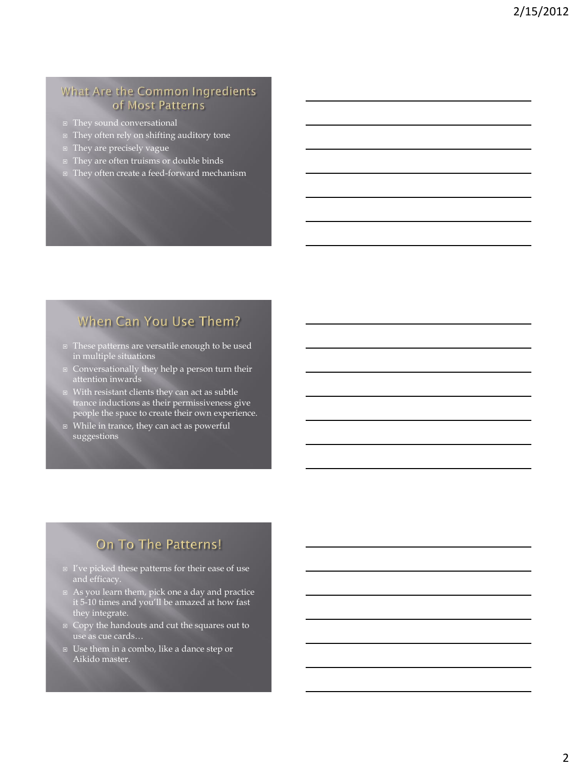## What Are the Common Ingredients of Most Patterns

- They sound conversational
- They often rely on shifting auditory tone
- They are precisely vague
- They are often truisms or double binds
- They often create a feed-forward mechanism

## When Can You Use Them?

- These patterns are versatile enough to be used in multiple situations
- Conversationally they help a person turn their attention inwards
- With resistant clients they can act as subtle trance inductions as their permissiveness give people the space to create their own experience.
- While in trance, they can act as powerful suggestions

## On To The Patterns!

- I've picked these patterns for their ease of use and efficacy.
- As you learn them, pick one a day and practice it 5-10 times and you'll be amazed at how fast they integrate.
- Copy the handouts and cut the squares out to use as cue cards…
- Use them in a combo, like a dance step or Aikido master.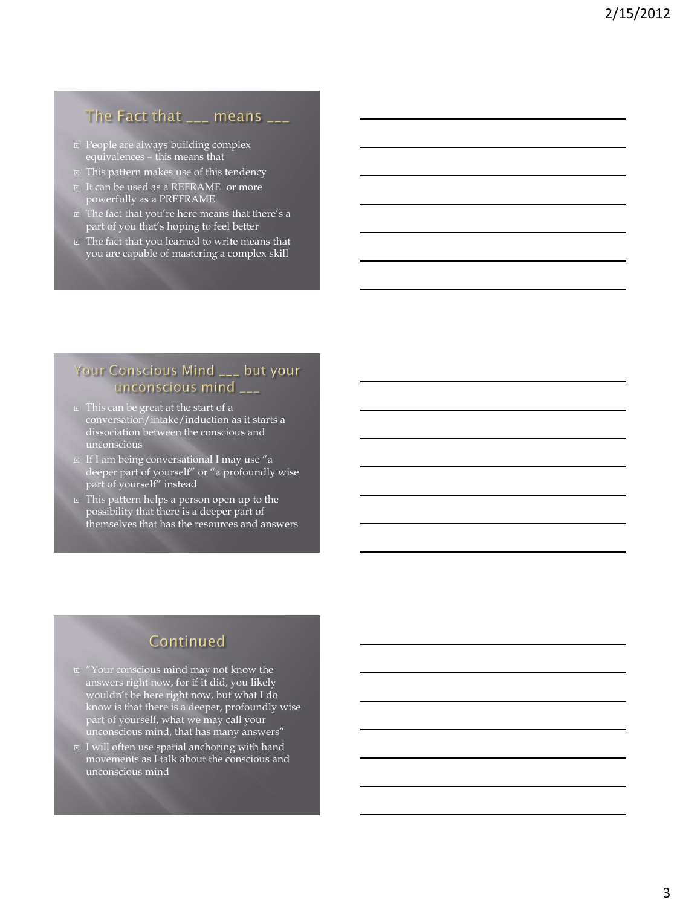## The Fact that ___ means ___

- People are always building complex equivalences – this means that
- This pattern makes use of this tendency
- It can be used as a REFRAME or more powerfully as a PREFRAME
- The fact that you're here means that there's a part of you that's hoping to feel better
- The fact that you learned to write means that you are capable of mastering a complex skill

## Your Conscious Mind ___ but your unconscious mind ___

- This can be great at the start of a conversation/intake/induction as it starts a dissociation between the conscious and unconscious
- If I am being conversational I may use "a deeper part of yourself" or "a profoundly wise part of yourself" instead
- This pattern helps a person open up to the possibility that there is a deeper part of themselves that has the resources and answers

## Continued

- "Your conscious mind may not know the answers right now, for if it did, you likely wouldn't be here right now, but what I do know is that there is a deeper, profoundly wise part of yourself, what we may call your unconscious mind, that has many answers"
- I will often use spatial anchoring with hand movements as I talk about the conscious and unconscious mind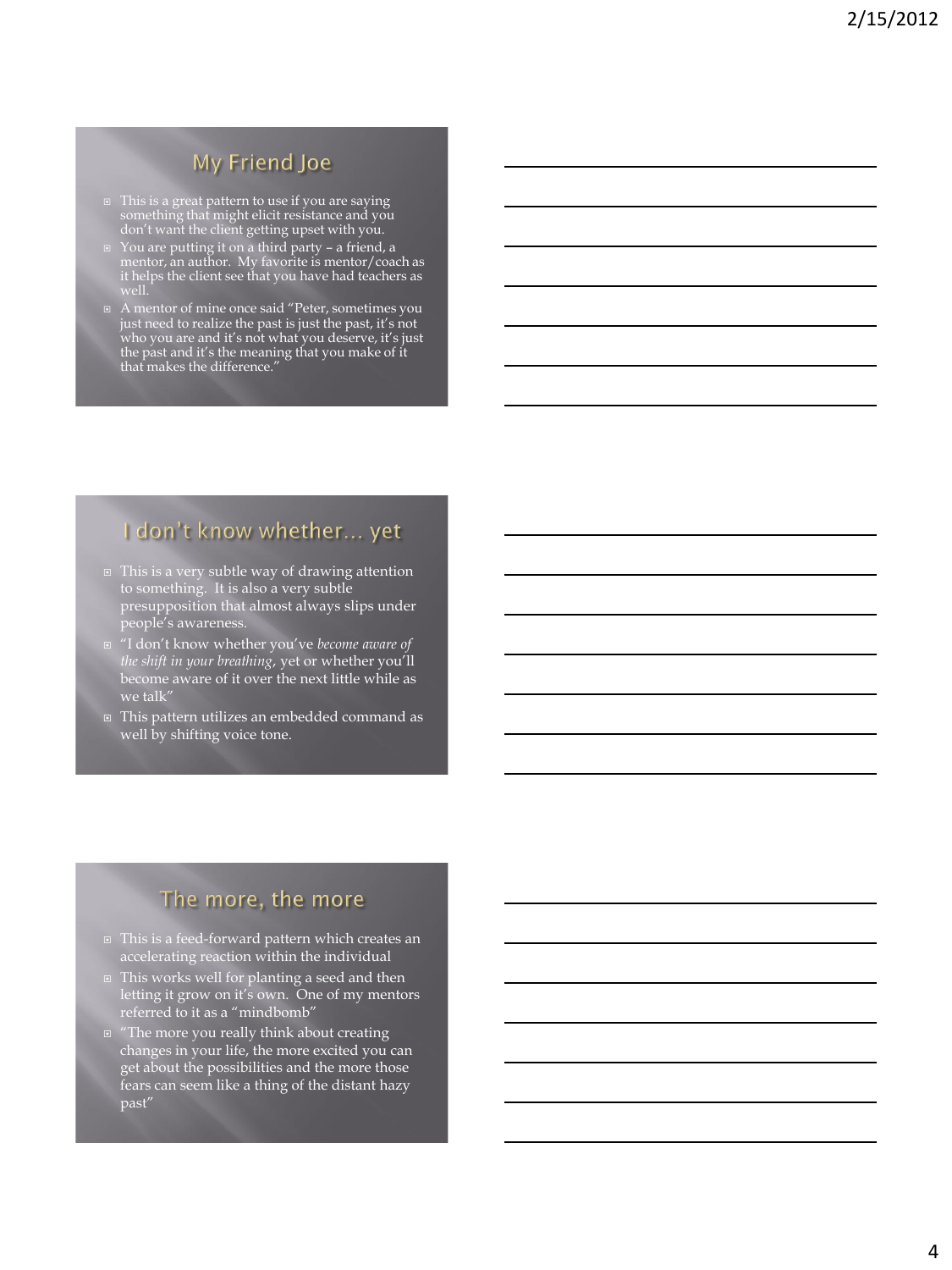## My Friend Joe

- This is a great pattern to use if you are saying something that might elicit resistance and you don't want the client getting upset with you.
- You are putting it on a third party – a friend, a mentor, an author. My favorite is mentor/coach as it helps the client see that you have had teachers as well.
- A mentor of mine once said "Peter, sometimes you just need to realize the past is just the past, it's not who you are and it's not what you deserve, it's just the past and it's the meaning that you make of it that makes the difference."

## I don't know whether… yet

- This is a very subtle way of drawing attention to something. It is also a very subtle presupposition that almost always slips under people's awareness.
- "I don't know whether you've *become aware of the shift in your breathing*, yet or whether you'll become aware of it over the next little while as we talk"
- This pattern utilizes an embedded command as well by shifting voice tone.

## The more, the more

- This is a feed-forward pattern which creates an accelerating reaction within the individual
- This works well for planting a seed and then letting it grow on it's own. One of my mentors referred to it as a "mindbomb"
- "The more you really think about creating changes in your life, the more excited you can get about the possibilities and the more those fears can seem like a thing of the distant hazy past"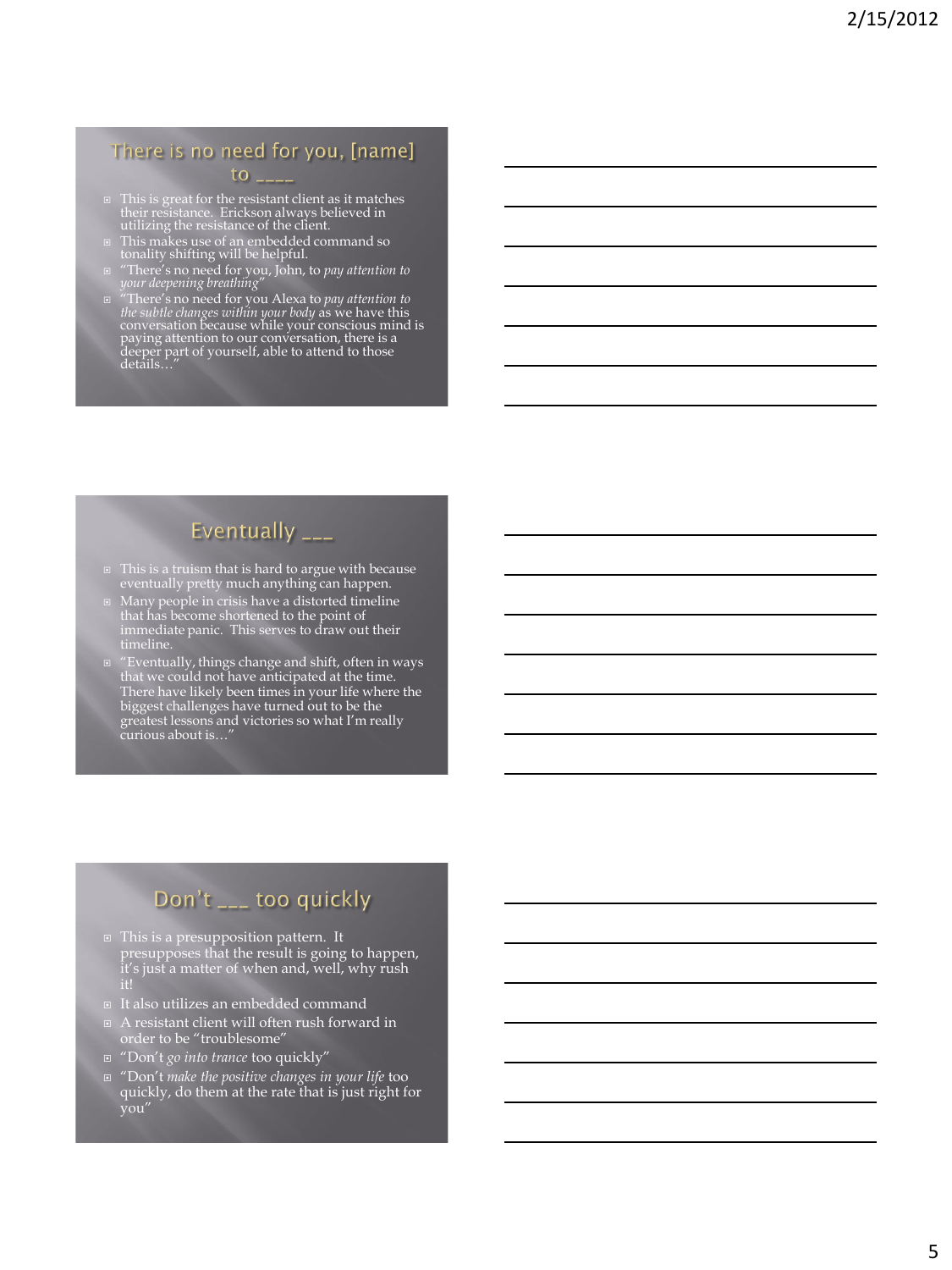## There is no need for you, [name] to ____

- This is great for the resistant client as it matches their resistance. Erickson always believed in utilizing the resistance of the client.
- This makes use of an embedded command so tonality shifting will be helpful.
- "There's no need for you, John, to *pay attention to your deepening breathing*"
- "There's no need for you Alexa to *pay attention to the subtle changes within your body* as we have this conversation because while your conscious mind is paying attention to our conversation, there is a deeper part of yourself, able to attend to those details…"

## Eventually ___

- This is a truism that is hard to argue with because eventually pretty much anything can happen.
- Many people in crisis have a distorted timeline that has become shortened to the point of immediate panic. This serves to draw out their timeline.
- "Eventually, things change and shift, often in ways that we could not have anticipated at the time. There have likely been times in your life where the biggest challenges have turned out to be the greatest lessons and victories so what I'm really curious about is…"

## Don't ___ too quickly

- This is a presupposition pattern. It presupposes that the result is going to happen, it's just a matter of when and, well, why rush it!
- It also utilizes an embedded command
- A resistant client will often rush forward in order to be "troublesome"
- "Don't *go into trance* too quickly"
- "Don't *make the positive changes in your life* too quickly, do them at the rate that is just right for you"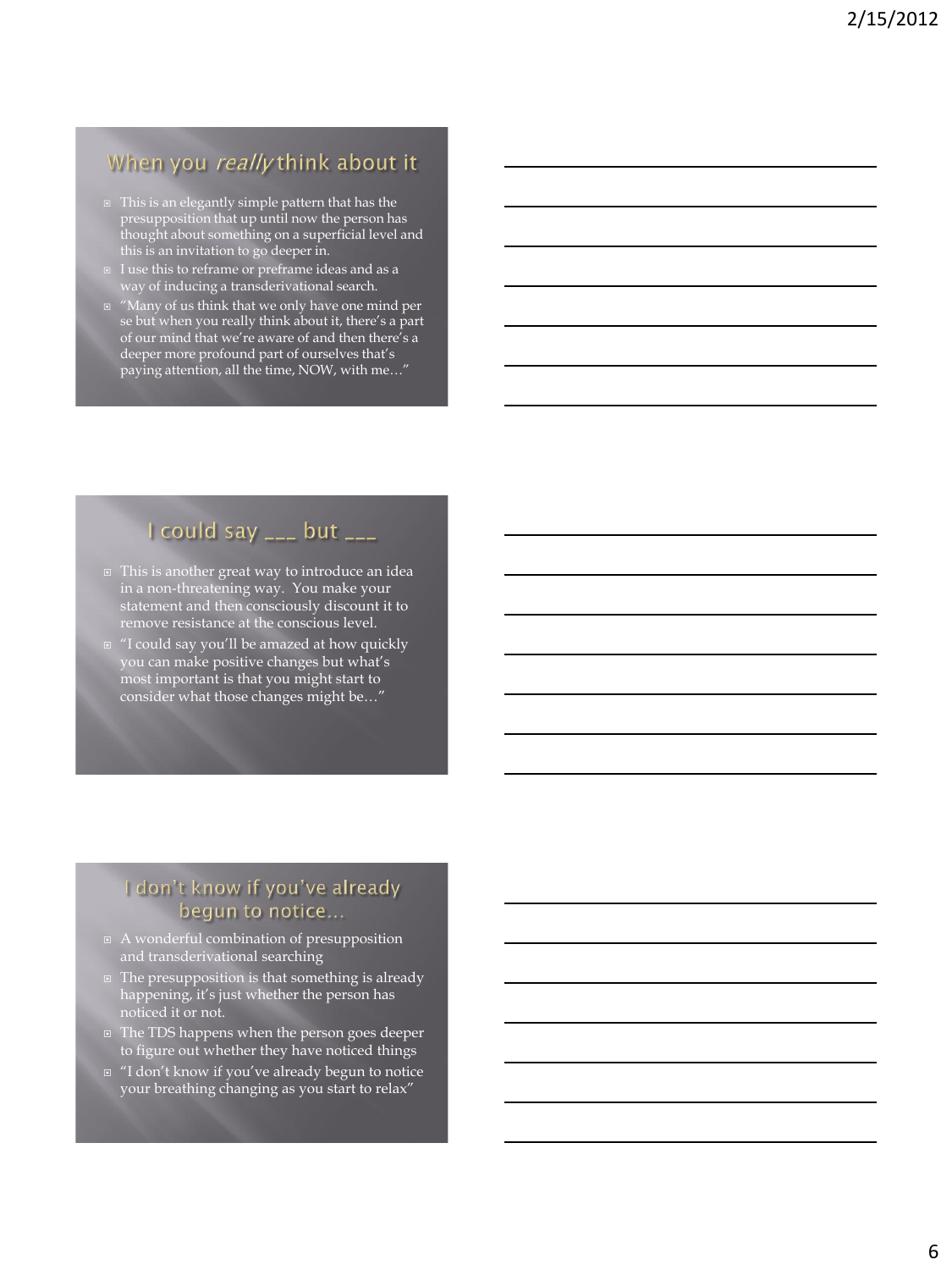## When you *really* think about it

- This is an elegantly simple pattern that has the presupposition that up until now the person has thought about something on a superficial level and this is an invitation to go deeper in.
- I use this to reframe or preframe ideas and as a way of inducing a transderivational search.
- "Many of us think that we only have one mind per se but when you really think about it, there's a part of our mind that we're aware of and then there's a deeper more profound part of ourselves that's paying attention, all the time, NOW, with me…"

## I could say ___ but ___

- This is another great way to introduce an idea in a non-threatening way. You make your statement and then consciously discount it to remove resistance at the conscious level.
- "I could say you'll be amazed at how quickly you can make positive changes but what's most important is that you might start to consider what those changes might be…"

## I don't know if you've already begun to notice…

- A wonderful combination of presupposition and transderivational searching
- The presupposition is that something is already happening, it's just whether the person has noticed it or not.
- The TDS happens when the person goes deeper to figure out whether they have noticed things
- "I don't know if you've already begun to notice your breathing changing as you start to relax"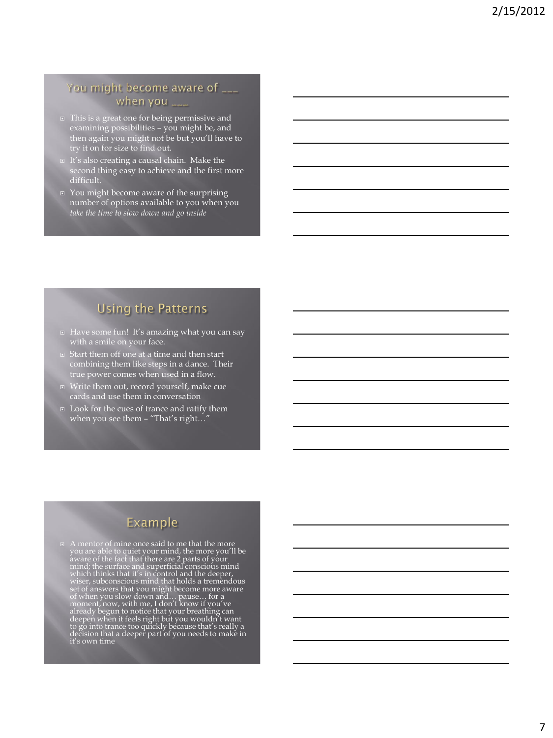## You might become aware of ___ when you ___

- This is a great one for being permissive and examining possibilities – you might be, and then again you might not be but you'll have to try it on for size to find out.
- It's also creating a causal chain. Make the second thing easy to achieve and the first more difficult.
- You might become aware of the surprising number of options available to you when you *take the time to slow down and go inside*

## Using the Patterns

- Have some fun! It's amazing what you can say with a smile on your face.
- Start them off one at a time and then start combining them like steps in a dance. Their true power comes when used in a flow.
- Write them out, record yourself, make cue cards and use them in conversation
- Look for the cues of trance and ratify them when you see them – "That's right…"

## Example

- A mentor of mine once said to me that the more you are able to quiet your mind, the more you'll be aware of the fact that there are 2 parts of your mind; the surface and superficial conscious mind which thinks that it's in control and the deeper, wiser, subconscious mind that holds a tremendous set of answers that you might become more aware of when you slow down and… pause… for a moment, now, with me, I don't know if you've already begun to notice that your breathing can deepen when it feels right but you wouldn't want to go into trance too quickly because that's really a decision that a deeper part of you needs to make in it's own time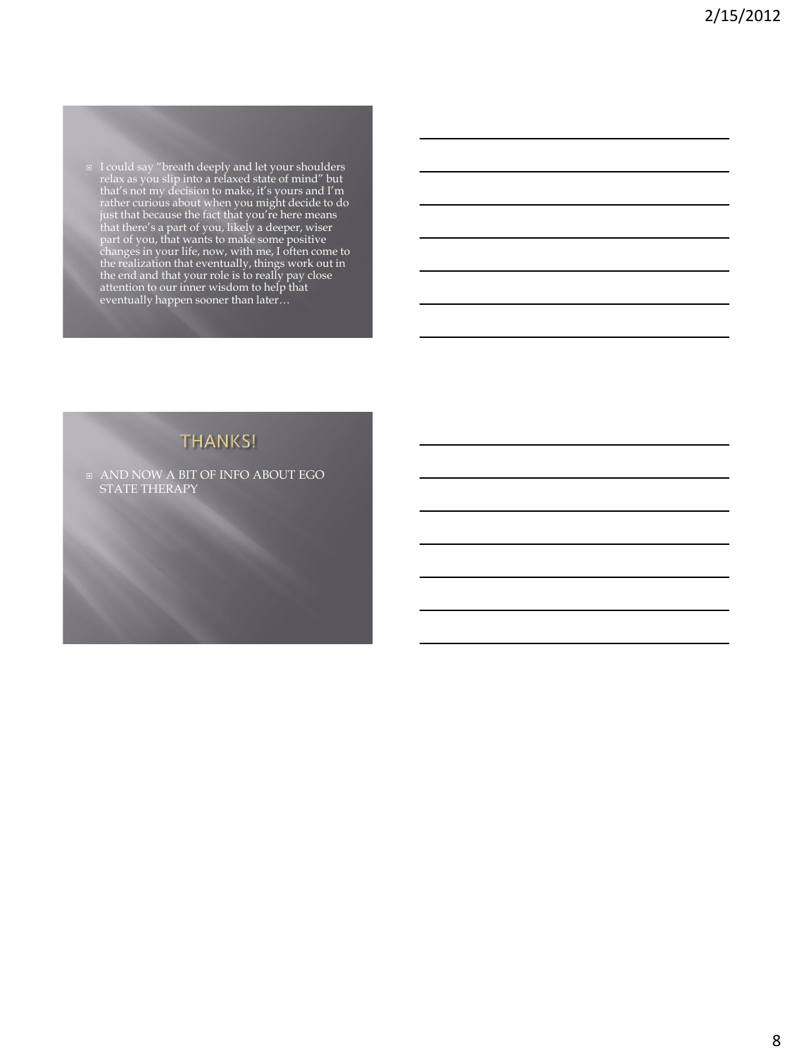- I could say "breath deeply and let your shoulders relax as you slip into a relaxed state of mind" but that's not my decision to make, it's yours and I'm rather curious about when you might decide to do just that because the fact that you're here means that there's a part of you, likely a deeper, wiser part of you, that wants to make some positive changes in your life, now, with me, I often come to the realization that eventually, things work out in the end and that your role is to really pay close attention to our inner wisdom to help that eventually happen sooner than later…

## THANKS!

- AND NOW A BIT OF INFO ABOUT EGO STATE THERAPY